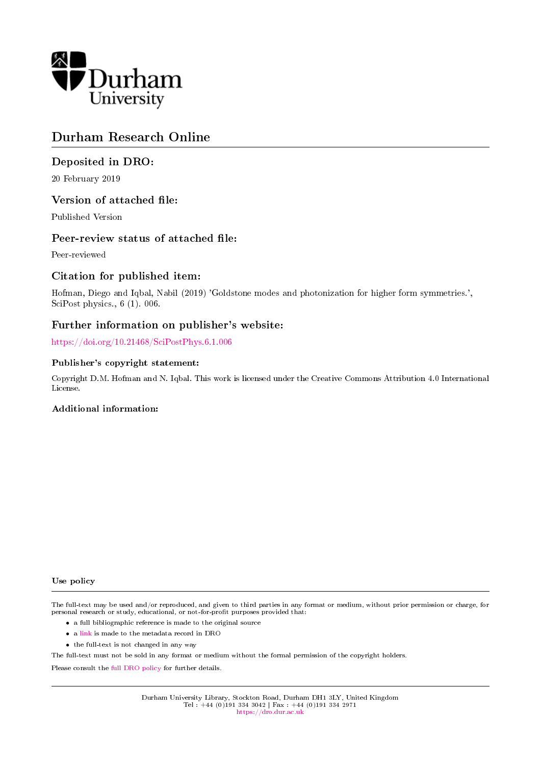Durham University

# Durham Research Online

## Deposited in DRO:

20 February 2019

## Version of attached file:

Published Version

## Peer-review status of attached file:

Peer-reviewed

## Citation for published item:

Hofman, Diego and Iqbal, Nabil (2019) 'Goldstone modes and photonization for higher form symmetries.', SciPost physics., 6 (1). 006.

## Further information on publisher's website:

https://doi.org/10.21468/SciPostPhys.6.1.006

### Publisher's copyright statement:

Copyright D.M. Hofman and N. Iqbal. This work is licensed under the Creative Commons Attribution 4.0 International License.

### Additional information:

### Use policy

The full-text may be used and/or reproduced, and given to third parties in any format or medium, without prior permission or charge, for personal research or study, educational, or not-for-profit purposes provided that:

- a full bibliographic reference is made to the original source
- a link is made to the metadata record in DRO
- the full-text is not changed in any way

The full-text must not be sold in any format or medium without the formal permission of the copyright holders.

Please consult the full DRO policy for further details.

Durham University Library, Stockton Road, Durham DH1 3LY, United Kingdom
Tel : +44 (0)191 334 3042 | Fax : +44 (0)191 334 2971
https://dro.dur.ac.uk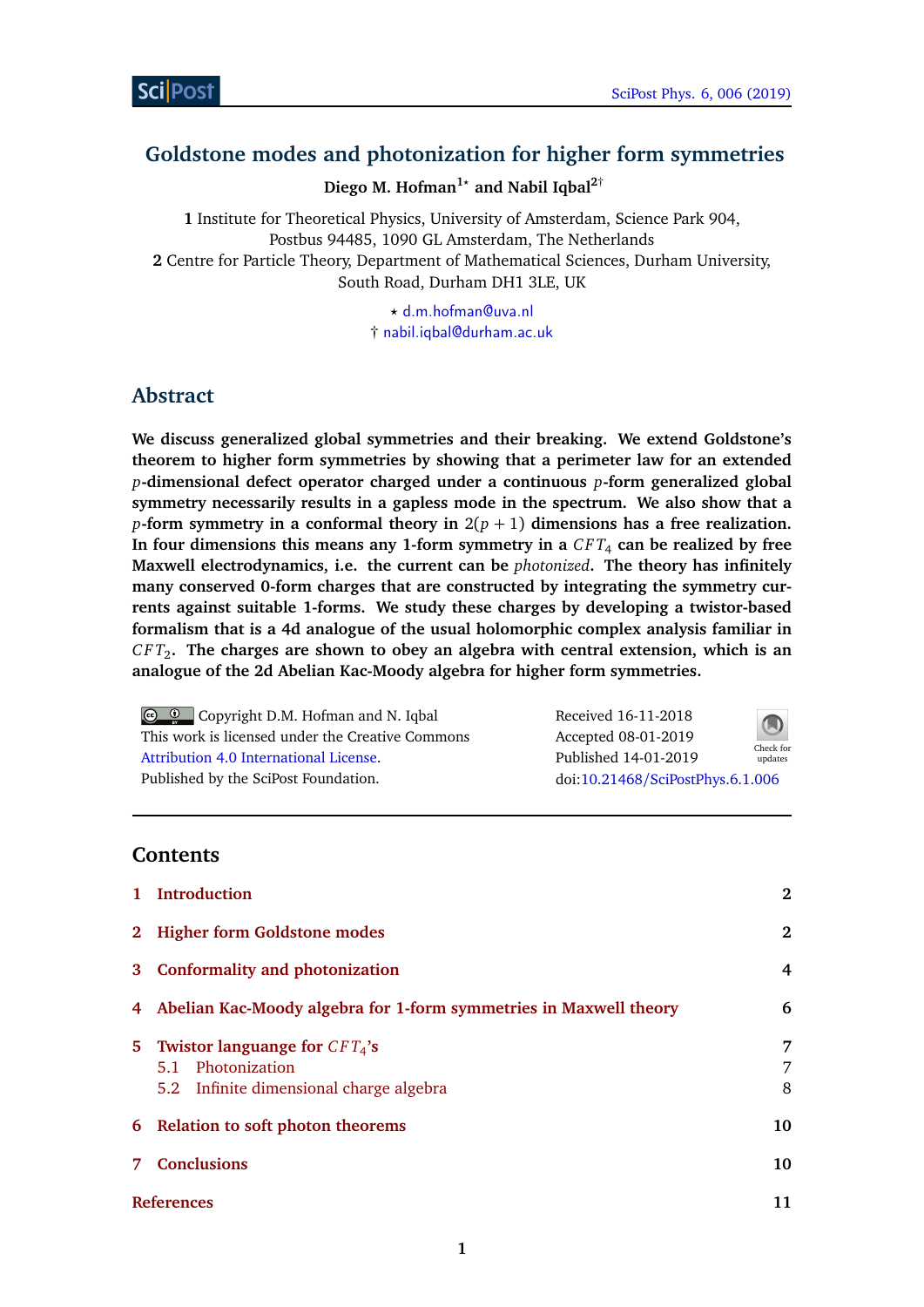# Goldstone modes and photonization for higher form symmetries

**Diego M. Hofman[1⋆] and Nabil Iqbal[2†]**

**1** Institute for Theoretical Physics, University of Amsterdam, Science Park 904, Postbus 94485, 1090 GL Amsterdam, The Netherlands
**2** Centre for Particle Theory, Department of Mathematical Sciences, Durham University, South Road, Durham DH1 3LE, UK

⋆ d.m.hofman@uva.nl
† nabil.iqbal@durham.ac.uk

## Abstract

**We discuss generalized global symmetries and their breaking. We extend Goldstone's theorem to higher form symmetries by showing that a perimeter law for an extended $p$-dimensional defect operator charged under a continuous $p$-form generalized global symmetry necessarily results in a gapless mode in the spectrum. We also show that a $p$-form symmetry in a conformal theory in $2(p+1)$ dimensions has a free realization. In four dimensions this means any 1-form symmetry in a $CFT_4$ can be realized by free Maxwell electrodynamics, i.e. the current can be *photonized*. The theory has infinitely many conserved 0-form charges that are constructed by integrating the symmetry currents against suitable 1-forms. We study these charges by developing a twistor-based formalism that is a 4d analogue of the usual holomorphic complex analysis familiar in $CFT_2$. The charges are shown to obey an algebra with central extension, which is an analogue of the 2d Abelian Kac-Moody algebra for higher form symmetries.**

Copyright D.M. Hofman and N. Iqbal
This work is licensed under the Creative Commons Attribution 4.0 International License.
Published by the SciPost Foundation.

Received 16-11-2018
Accepted 08-01-2019
Published 14-01-2019
doi:10.21468/SciPostPhys.6.1.006

## Contents

1 Introduction — 2

2 Higher form Goldstone modes — 2

3 Conformality and photonization — 4

4 Abelian Kac-Moody algebra for 1-form symmetries in Maxwell theory — 6

5 Twistor languange for $CFT_4$'s — 7
  5.1 Photonization — 7
  5.2 Infinite dimensional charge algebra — 8

6 Relation to soft photon theorems — 10

7 Conclusions — 10

References — 11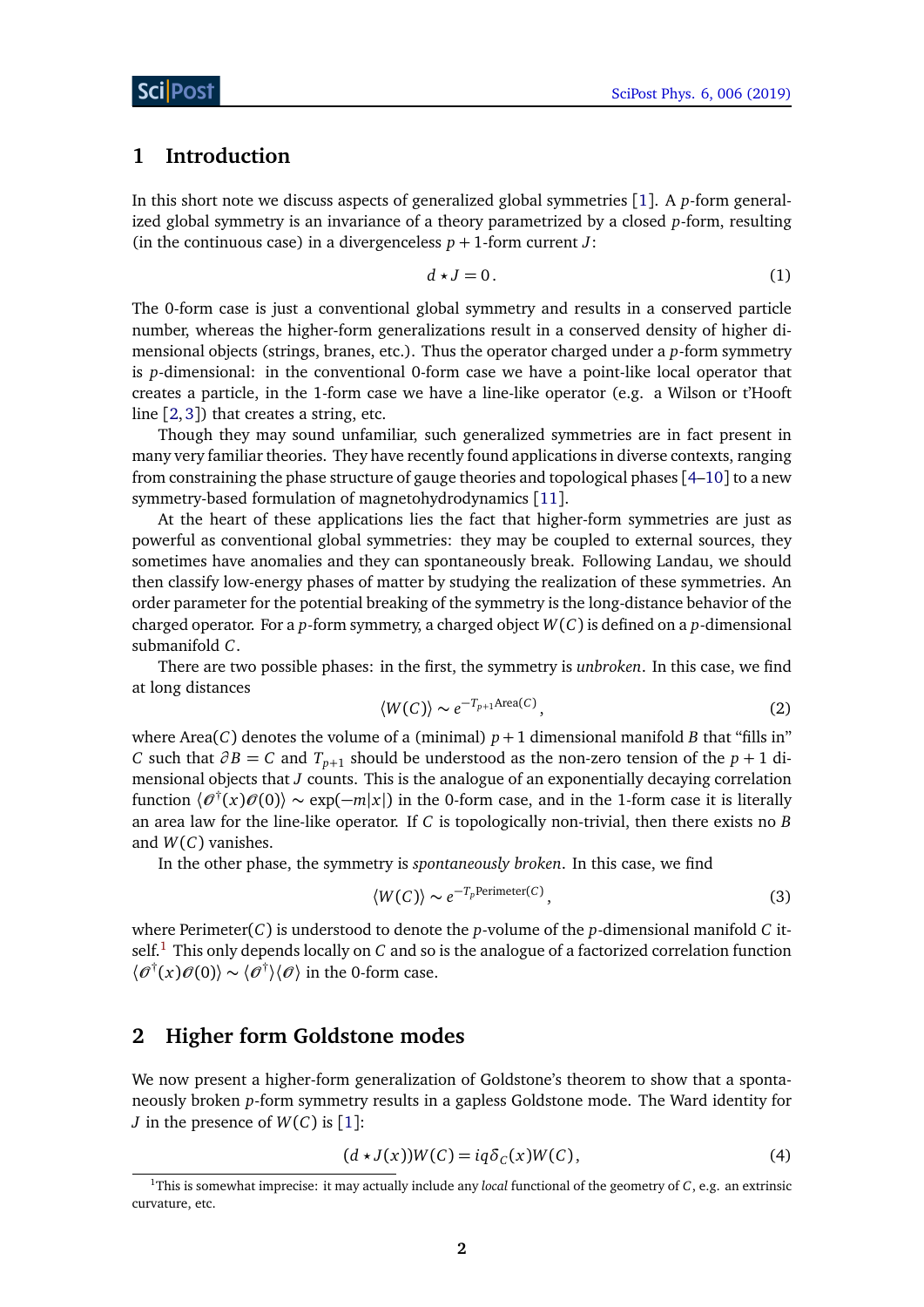## 1 Introduction

In this short note we discuss aspects of generalized global symmetries [1]. A $p$-form generalized global symmetry is an invariance of a theory parametrized by a closed $p$-form, resulting (in the continuous case) in a divergenceless $p+1$-form current $J$:

$$d \star J = 0 \,. \tag{1}$$

The 0-form case is just a conventional global symmetry and results in a conserved particle number, whereas the higher-form generalizations result in a conserved density of higher dimensional objects (strings, branes, etc.). Thus the operator charged under a $p$-form symmetry is $p$-dimensional: in the conventional 0-form case we have a point-like local operator that creates a particle, in the 1-form case we have a line-like operator (e.g. a Wilson or t'Hooft line [2, 3]) that creates a string, etc.

Though they may sound unfamiliar, such generalized symmetries are in fact present in many very familiar theories. They have recently found applications in diverse contexts, ranging from constraining the phase structure of gauge theories and topological phases [4–10] to a new symmetry-based formulation of magnetohydrodynamics [11].

At the heart of these applications lies the fact that higher-form symmetries are just as powerful as conventional global symmetries: they may be coupled to external sources, they sometimes have anomalies and they can spontaneously break. Following Landau, we should then classify low-energy phases of matter by studying the realization of these symmetries. An order parameter for the potential breaking of the symmetry is the long-distance behavior of the charged operator. For a $p$-form symmetry, a charged object $W(C)$ is defined on a $p$-dimensional submanifold $C$.

There are two possible phases: in the first, the symmetry is *unbroken*. In this case, we find at long distances

$$\langle W(C) \rangle \sim e^{-T_{p+1}\mathrm{Area}(C)} \,, \tag{2}$$

where Area$(C)$ denotes the volume of a (minimal) $p+1$ dimensional manifold $B$ that "fills in" $C$ such that $\partial B = C$ and $T_{p+1}$ should be understood as the non-zero tension of the $p+1$ dimensional objects that $J$ counts. This is the analogue of an exponentially decaying correlation function $\langle \mathcal{O}^\dagger(x)\mathcal{O}(0)\rangle \sim \exp(-m|x|)$ in the 0-form case, and in the 1-form case it is literally an area law for the line-like operator. If $C$ is topologically non-trivial, then there exists no $B$ and $W(C)$ vanishes.

In the other phase, the symmetry is *spontaneously broken*. In this case, we find

$$\langle W(C) \rangle \sim e^{-T_p \mathrm{Perimeter}(C)} \,, \tag{3}$$

where Perimeter$(C)$ is understood to denote the $p$-volume of the $p$-dimensional manifold $C$ itself.[1] This only depends locally on $C$ and so is the analogue of a factorized correlation function $\langle \mathcal{O}^\dagger(x)\mathcal{O}(0)\rangle \sim \langle \mathcal{O}^\dagger\rangle\langle \mathcal{O}\rangle$ in the 0-form case.

## 2 Higher form Goldstone modes

We now present a higher-form generalization of Goldstone's theorem to show that a spontaneously broken $p$-form symmetry results in a gapless Goldstone mode. The Ward identity for $J$ in the presence of $W(C)$ is [1]:

$$(d \star J(x))W(C) = iq\delta_C(x)W(C) \,, \tag{4}$$

[1] This is somewhat imprecise: it may actually include any *local* functional of the geometry of $C$, e.g. an extrinsic curvature, etc.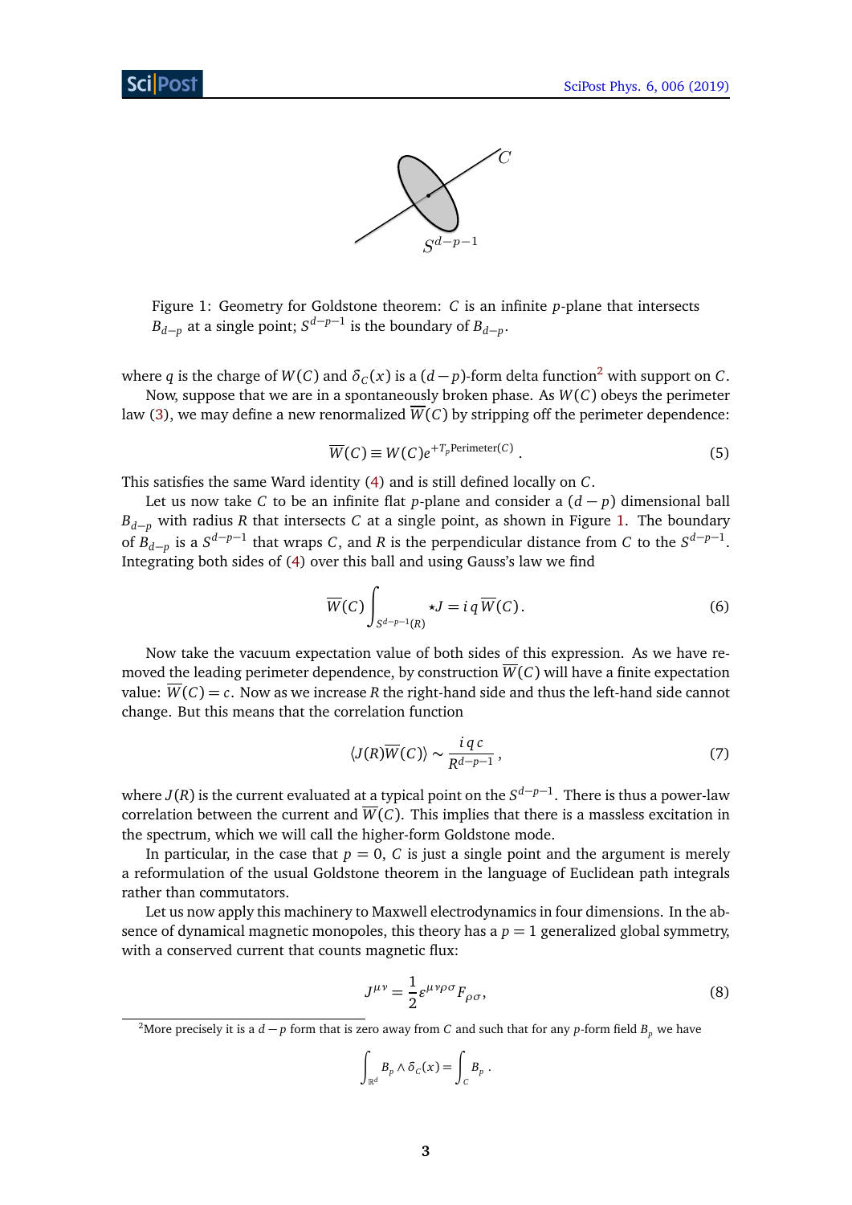Figure 1: Geometry for Goldstone theorem: $C$ is an infinite $p$-plane that intersects $B_{d-p}$ at a single point; $S^{d-p-1}$ is the boundary of $B_{d-p}$.

where $q$ is the charge of $W(C)$ and $\delta_C(x)$ is a $(d-p)$-form delta function[2] with support on $C$.

Now, suppose that we are in a spontaneously broken phase. As $W(C)$ obeys the perimeter law (3), we may define a new renormalized $\overline{W}(C)$ by stripping off the perimeter dependence:

$$\overline{W}(C) \equiv W(C) e^{+T_p \text{Perimeter}(C)} . \tag{5}$$

This satisfies the same Ward identity (4) and is still defined locally on $C$.

Let us now take $C$ to be an infinite flat $p$-plane and consider a $(d-p)$ dimensional ball $B_{d-p}$ with radius $R$ that intersects $C$ at a single point, as shown in Figure 1. The boundary of $B_{d-p}$ is a $S^{d-p-1}$ that wraps $C$, and $R$ is the perpendicular distance from $C$ to the $S^{d-p-1}$. Integrating both sides of (4) over this ball and using Gauss's law we find

$$\overline{W}(C) \int_{S^{d-p-1}(R)} \star J = i\, q\, \overline{W}(C) . \tag{6}$$

Now take the vacuum expectation value of both sides of this expression. As we have removed the leading perimeter dependence, by construction $\overline{W}(C)$ will have a finite expectation value: $\overline{W}(C) = c$. Now as we increase $R$ the right-hand side and thus the left-hand side cannot change. But this means that the correlation function

$$\langle J(R) \overline{W}(C) \rangle \sim \frac{i\, q\, c}{R^{d-p-1}} , \tag{7}$$

where $J(R)$ is the current evaluated at a typical point on the $S^{d-p-1}$. There is thus a power-law correlation between the current and $\overline{W}(C)$. This implies that there is a massless excitation in the spectrum, which we will call the higher-form Goldstone mode.

In particular, in the case that $p=0$, $C$ is just a single point and the argument is merely a reformulation of the usual Goldstone theorem in the language of Euclidean path integrals rather than commutators.

Let us now apply this machinery to Maxwell electrodynamics in four dimensions. In the absence of dynamical magnetic monopoles, this theory has a $p=1$ generalized global symmetry, with a conserved current that counts magnetic flux:

$$J^{\mu\nu} = \frac{1}{2} \epsilon^{\mu\nu\rho\sigma} F_{\rho\sigma} , \tag{8}$$

[2] More precisely it is a $d-p$ form that is zero away from $C$ and such that for any $p$-form field $B_p$ we have

$$\int_{\mathbb{R}^d} B_p \wedge \delta_C(x) = \int_C B_p .$$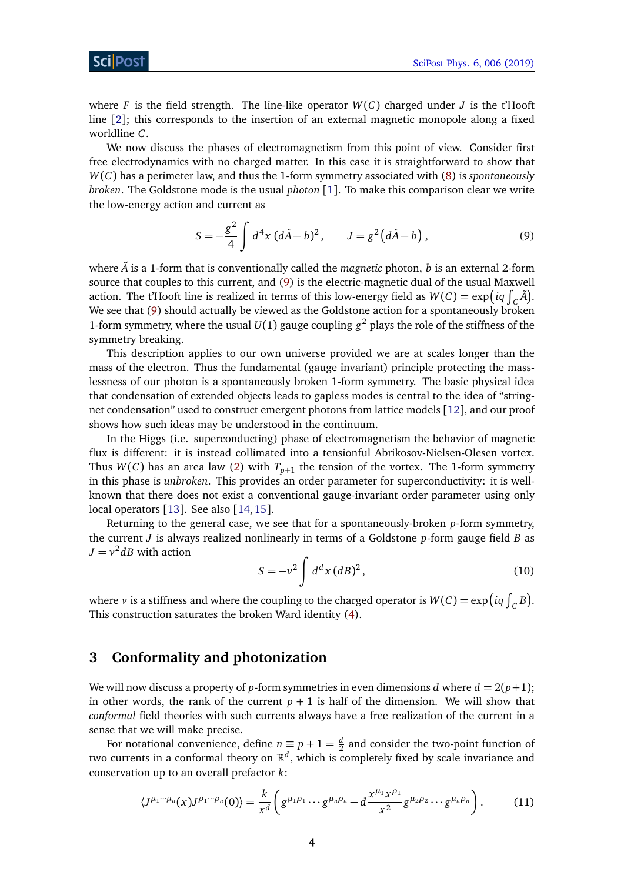where $F$ is the field strength. The line-like operator $W(C)$ charged under $J$ is the t'Hooft line [2]; this corresponds to the insertion of an external magnetic monopole along a fixed worldline $C$.

We now discuss the phases of electromagnetism from this point of view. Consider first free electrodynamics with no charged matter. In this case it is straightforward to show that $W(C)$ has a perimeter law, and thus the 1-form symmetry associated with (8) is *spontaneously broken*. The Goldstone mode is the usual *photon* [1]. To make this comparison clear we write the low-energy action and current as

$$S = -\frac{g^2}{4}\int d^4x\,(d\tilde{A} - b)^2\,, \qquad J = g^2\big(d\tilde{A} - b\big)\,, \tag{9}$$

where $\tilde{A}$ is a 1-form that is conventionally called the *magnetic* photon, $b$ is an external 2-form source that couples to this current, and (9) is the electric-magnetic dual of the usual Maxwell action. The t'Hooft line is realized in terms of this low-energy field as $W(C) = \exp\big(iq\int_C \tilde{A}\big)$. We see that (9) should actually be viewed as the Goldstone action for a spontaneously broken 1-form symmetry, where the usual $U(1)$ gauge coupling $g^2$ plays the role of the stiffness of the symmetry breaking.

This description applies to our own universe provided we are at scales longer than the mass of the electron. Thus the fundamental (gauge invariant) principle protecting the masslessness of our photon is a spontaneously broken 1-form symmetry. The basic physical idea that condensation of extended objects leads to gapless modes is central to the idea of "string-net condensation" used to construct emergent photons from lattice models [12], and our proof shows how such ideas may be understood in the continuum.

In the Higgs (i.e. superconducting) phase of electromagnetism the behavior of magnetic flux is different: it is instead collimated into a tensionful Abrikosov-Nielsen-Olesen vortex. Thus $W(C)$ has an area law (2) with $T_{p+1}$ the tension of the vortex. The 1-form symmetry in this phase is *unbroken*. This provides an order parameter for superconductivity: it is well-known that there does not exist a conventional gauge-invariant order parameter using only local operators [13]. See also [14,15].

Returning to the general case, we see that for a spontaneously-broken $p$-form symmetry, the current $J$ is always realized nonlinearly in terms of a Goldstone $p$-form gauge field $B$ as $J = v^2 dB$ with action

$$S = -v^2\int d^dx\,(dB)^2\,, \tag{10}$$

where $v$ is a stiffness and where the coupling to the charged operator is $W(C) = \exp\big(iq\int_C B\big)$. This construction saturates the broken Ward identity (4).

## 3 Conformality and photonization

We will now discuss a property of $p$-form symmetries in even dimensions $d$ where $d = 2(p+1)$; in other words, the rank of the current $p+1$ is half of the dimension. We will show that *conformal* field theories with such currents always have a free realization of the current in a sense that we will make precise.

For notational convenience, define $n \equiv p+1 = \frac{d}{2}$ and consider the two-point function of two currents in a conformal theory on $\mathbb{R}^d$, which is completely fixed by scale invariance and conservation up to an overall prefactor $k$:

$$\langle J^{\mu_1\cdots\mu_n}(x)J^{\rho_1\cdots\rho_n}(0)\rangle = \frac{k}{x^d}\left(g^{\mu_1\rho_1}\cdots g^{\mu_n\rho_n} - d\,\frac{x^{\mu_1}x^{\rho_1}}{x^2}g^{\mu_2\rho_2}\cdots g^{\mu_n\rho_n}\right). \tag{11}$$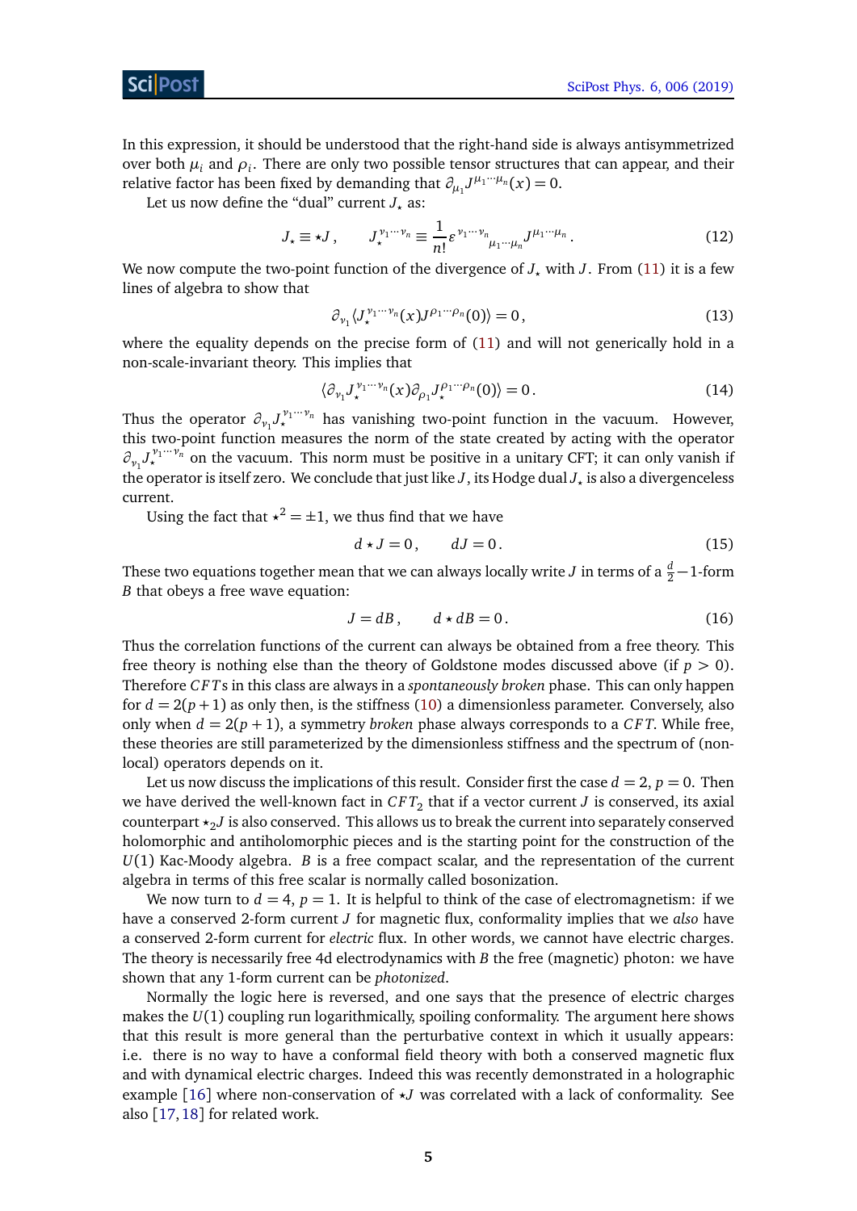In this expression, it should be understood that the right-hand side is always antisymmetrized over both $\mu_i$ and $\rho_i$. There are only two possible tensor structures that can appear, and their relative factor has been fixed by demanding that $\partial_{\mu_1} J^{\mu_1\cdots\mu_n}(x) = 0$.

Let us now define the "dual" current $J_\star$ as:

$$J_\star \equiv \star J\,, \qquad J_\star^{\nu_1\cdots\nu_n} \equiv \frac{1}{n!}\epsilon^{\nu_1\cdots\nu_n}{}_{\mu_1\cdots\mu_n} J^{\mu_1\cdots\mu_n}\,. \tag{12}$$

We now compute the two-point function of the divergence of $J_\star$ with $J$. From (11) it is a few lines of algebra to show that

$$\partial_{\nu_1}\langle J_\star^{\nu_1\cdots\nu_n}(x) J^{\rho_1\cdots\rho_n}(0)\rangle = 0\,, \tag{13}$$

where the equality depends on the precise form of (11) and will not generically hold in a non-scale-invariant theory. This implies that

$$\langle \partial_{\nu_1} J_\star^{\nu_1\cdots\nu_n}(x)\partial_{\rho_1} J_\star^{\rho_1\cdots\rho_n}(0)\rangle = 0\,. \tag{14}$$

Thus the operator $\partial_{\nu_1} J_\star^{\nu_1\cdots\nu_n}$ has vanishing two-point function in the vacuum. However, this two-point function measures the norm of the state created by acting with the operator $\partial_{\nu_1} J_\star^{\nu_1\cdots\nu_n}$ on the vacuum. This norm must be positive in a unitary CFT; it can only vanish if the operator is itself zero. We conclude that just like $J$, its Hodge dual $J_\star$ is also a divergenceless current.

Using the fact that $\star^2 = \pm 1$, we thus find that we have

$$d\star J = 0\,, \qquad dJ = 0\,. \tag{15}$$

These two equations together mean that we can always locally write $J$ in terms of a $\frac{d}{2}-1$-form $B$ that obeys a free wave equation:

$$J = dB\,, \qquad d\star dB = 0\,. \tag{16}$$

Thus the correlation functions of the current can always be obtained from a free theory. This free theory is nothing else than the theory of Goldstone modes discussed above (if $p > 0$). Therefore $CFT$s in this class are always in a *spontaneously broken* phase. This can only happen for $d = 2(p+1)$ as only then, is the stiffness (10) a dimensionless parameter. Conversely, also only when $d = 2(p+1)$, a symmetry *broken* phase always corresponds to a $CFT$. While free, these theories are still parameterized by the dimensionless stiffness and the spectrum of (non-local) operators depends on it.

Let us now discuss the implications of this result. Consider first the case $d = 2$, $p = 0$. Then we have derived the well-known fact in $CFT_2$ that if a vector current $J$ is conserved, its axial counterpart $\star_2 J$ is also conserved. This allows us to break the current into separately conserved holomorphic and antiholomorphic pieces and is the starting point for the construction of the $U(1)$ Kac-Moody algebra. $B$ is a free compact scalar, and the representation of the current algebra in terms of this free scalar is normally called bosonization.

We now turn to $d = 4$, $p = 1$. It is helpful to think of the case of electromagnetism: if we have a conserved 2-form current $J$ for magnetic flux, conformality implies that we *also* have a conserved 2-form current for *electric* flux. In other words, we cannot have electric charges. The theory is necessarily free 4d electrodynamics with $B$ the free (magnetic) photon: we have shown that any 1-form current can be *photonized*.

Normally the logic here is reversed, and one says that the presence of electric charges makes the $U(1)$ coupling run logarithmically, spoiling conformality. The argument here shows that this result is more general than the perturbative context in which it usually appears: i.e. there is no way to have a conformal field theory with both a conserved magnetic flux and with dynamical electric charges. Indeed this was recently demonstrated in a holographic example [16] where non-conservation of $\star J$ was correlated with a lack of conformality. See also [17,18] for related work.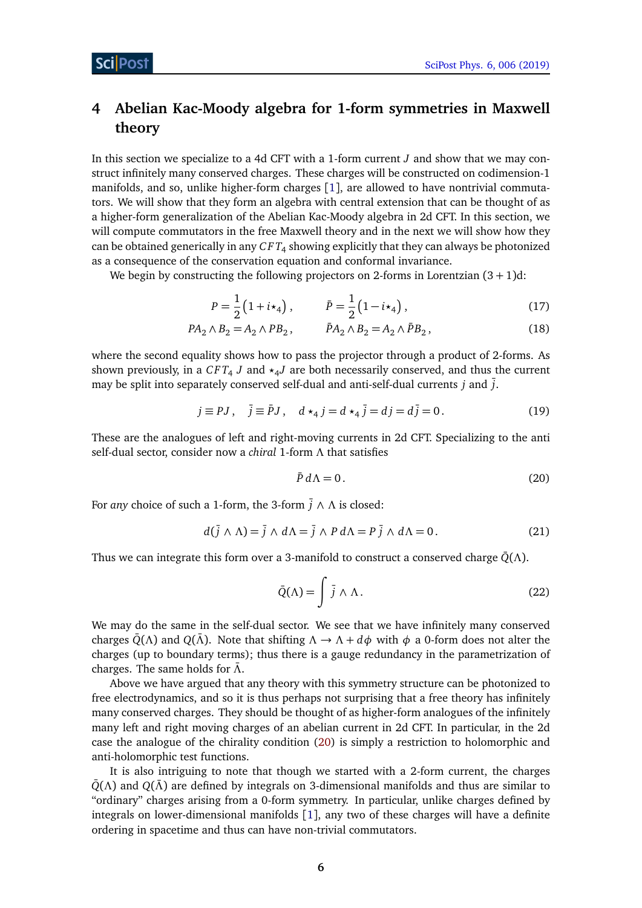## 4 Abelian Kac-Moody algebra for 1-form symmetries in Maxwell theory

In this section we specialize to a 4d CFT with a 1-form current $J$ and show that we may construct infinitely many conserved charges. These charges will be constructed on codimension-1 manifolds, and so, unlike higher-form charges [1], are allowed to have nontrivial commutators. We will show that they form an algebra with central extension that can be thought of as a higher-form generalization of the Abelian Kac-Moody algebra in 2d CFT. In this section, we will compute commutators in the free Maxwell theory and in the next we will show how they can be obtained generically in any $CFT_4$ showing explicitly that they can always be photonized as a consequence of the conservation equation and conformal invariance.

We begin by constructing the following projectors on 2-forms in Lorentzian $(3+1)$d:

$$P = \frac{1}{2}\left(1 + i\star_4\right), \qquad \bar{P} = \frac{1}{2}\left(1 - i\star_4\right), \tag{17}$$

$$PA_2 \wedge B_2 = A_2 \wedge PB_2, \qquad \bar{P}A_2 \wedge B_2 = A_2 \wedge \bar{P}B_2, \tag{18}$$

where the second equality shows how to pass the projector through a product of 2-forms. As shown previously, in a $CFT_4$ $J$ and $\star_4 J$ are both necessarily conserved, and thus the current may be split into separately conserved self-dual and anti-self-dual currents $j$ and $\bar{j}$.

$$j \equiv PJ, \quad \bar{j} \equiv \bar{P}J, \quad d\star_4 j = d\star_4 \bar{j} = dj = d\bar{j} = 0. \tag{19}$$

These are the analogues of left and right-moving currents in 2d CFT. Specializing to the anti self-dual sector, consider now a *chiral* 1-form $\Lambda$ that satisfies

$$\bar{P}\, d\Lambda = 0. \tag{20}$$

For *any* choice of such a 1-form, the 3-form $\bar{j} \wedge \Lambda$ is closed:

$$d(\bar{j} \wedge \Lambda) = \bar{j} \wedge d\Lambda = \bar{j} \wedge P\, d\Lambda = P\,\bar{j} \wedge d\Lambda = 0. \tag{21}$$

Thus we can integrate this form over a 3-manifold to construct a conserved charge $\bar{Q}(\Lambda)$.

$$\bar{Q}(\Lambda) = \int \bar{j} \wedge \Lambda. \tag{22}$$

We may do the same in the self-dual sector. We see that we have infinitely many conserved charges $\bar{Q}(\Lambda)$ and $Q(\bar{\Lambda})$. Note that shifting $\Lambda \to \Lambda + d\phi$ with $\phi$ a 0-form does not alter the charges (up to boundary terms); thus there is a gauge redundancy in the parametrization of charges. The same holds for $\bar{\Lambda}$.

Above we have argued that any theory with this symmetry structure can be photonized to free electrodynamics, and so it is thus perhaps not surprising that a free theory has infinitely many conserved charges. They should be thought of as higher-form analogues of the infinitely many left and right moving charges of an abelian current in 2d CFT. In particular, in the 2d case the analogue of the chirality condition (20) is simply a restriction to holomorphic and anti-holomorphic test functions.

It is also intriguing to note that though we started with a 2-form current, the charges $\bar{Q}(\Lambda)$ and $Q(\bar{\Lambda})$ are defined by integrals on 3-dimensional manifolds and thus are similar to "ordinary" charges arising from a 0-form symmetry. In particular, unlike charges defined by integrals on lower-dimensional manifolds [1], any two of these charges will have a definite ordering in spacetime and thus can have non-trivial commutators.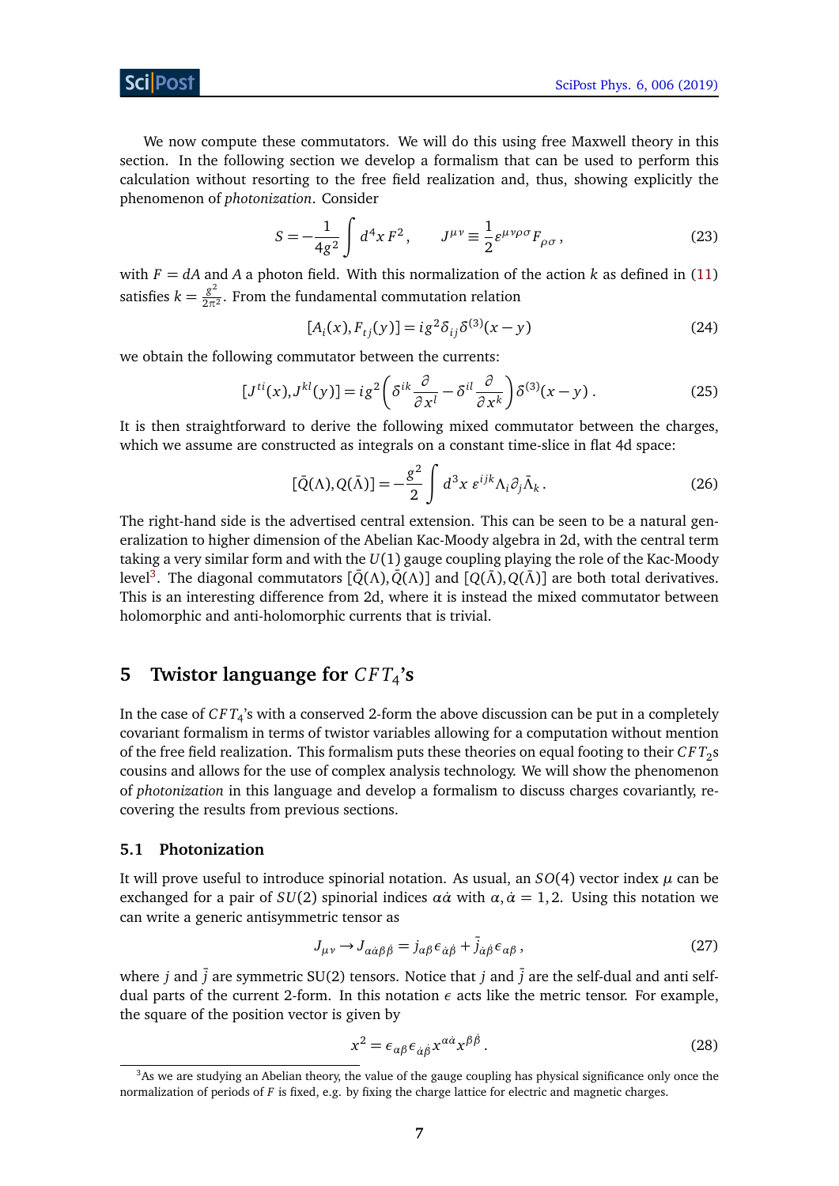We now compute these commutators. We will do this using free Maxwell theory in this section. In the following section we develop a formalism that can be used to perform this calculation without resorting to the free field realization and, thus, showing explicitly the phenomenon of *photonization*. Consider

$$S = -\frac{1}{4g^2}\int d^4x\, F^2\,, \qquad J^{\mu\nu} \equiv \frac{1}{2}\varepsilon^{\mu\nu\rho\sigma}F_{\rho\sigma}\,, \tag{23}$$

with $F = dA$ and $A$ a photon field. With this normalization of the action $k$ as defined in (11) satisfies $k = \frac{g^2}{2\pi^2}$. From the fundamental commutation relation

$$[A_i(x), F_{tj}(y)] = i g^2 \delta_{ij}\delta^{(3)}(x-y) \tag{24}$$

we obtain the following commutator between the currents:

$$[J^{ti}(x), J^{kl}(y)] = i g^2\left(\delta^{ik}\frac{\partial}{\partial x^l} - \delta^{il}\frac{\partial}{\partial x^k}\right)\delta^{(3)}(x-y)\,. \tag{25}$$

It is then straightforward to derive the following mixed commutator between the charges, which we assume are constructed as integrals on a constant time-slice in flat 4d space:

$$[\bar{Q}(\Lambda), Q(\bar{\Lambda})] = -\frac{g^2}{2}\int d^3x\; \varepsilon^{ijk}\Lambda_i\partial_j\bar{\Lambda}_k\,. \tag{26}$$

The right-hand side is the advertised central extension. This can be seen to be a natural generalization to higher dimension of the Abelian Kac-Moody algebra in 2d, with the central term taking a very similar form and with the $U(1)$ gauge coupling playing the role of the Kac-Moody level[3]. The diagonal commutators $[\bar{Q}(\Lambda), \bar{Q}(\Lambda)]$ and $[Q(\bar{\Lambda}), Q(\bar{\Lambda})]$ are both total derivatives. This is an interesting difference from 2d, where it is instead the mixed commutator between holomorphic and anti-holomorphic currents that is trivial.

## 5 Twistor languange for $CFT_4$'s

In the case of $CFT_4$'s with a conserved 2-form the above discussion can be put in a completely covariant formalism in terms of twistor variables allowing for a computation without mention of the free field realization. This formalism puts these theories on equal footing to their $CFT_2$s cousins and allows for the use of complex analysis technology. We will show the phenomenon of *photonization* in this language and develop a formalism to discuss charges covariantly, recovering the results from previous sections.

### 5.1 Photonization

It will prove useful to introduce spinorial notation. As usual, an $SO(4)$ vector index $\mu$ can be exchanged for a pair of $SU(2)$ spinorial indices $\alpha\dot{\alpha}$ with $\alpha, \dot{\alpha} = 1, 2$. Using this notation we can write a generic antisymmetric tensor as

$$J_{\mu\nu} \to J_{\alpha\dot{\alpha}\beta\dot{\beta}} = j_{\alpha\beta}\epsilon_{\dot{\alpha}\dot{\beta}} + \bar{j}_{\dot{\alpha}\dot{\beta}}\epsilon_{\alpha\beta}\,, \tag{27}$$

where $j$ and $\bar{j}$ are symmetric SU(2) tensors. Notice that $j$ and $\bar{j}$ are the self-dual and anti self-dual parts of the current 2-form. In this notation $\epsilon$ acts like the metric tensor. For example, the square of the position vector is given by

$$x^2 = \epsilon_{\alpha\beta}\epsilon_{\dot{\alpha}\dot{\beta}}x^{\alpha\dot{\alpha}}x^{\beta\dot{\beta}}\,. \tag{28}$$

[3] As we are studying an Abelian theory, the value of the gauge coupling has physical significance only once the normalization of periods of $F$ is fixed, e.g. by fixing the charge lattice for electric and magnetic charges.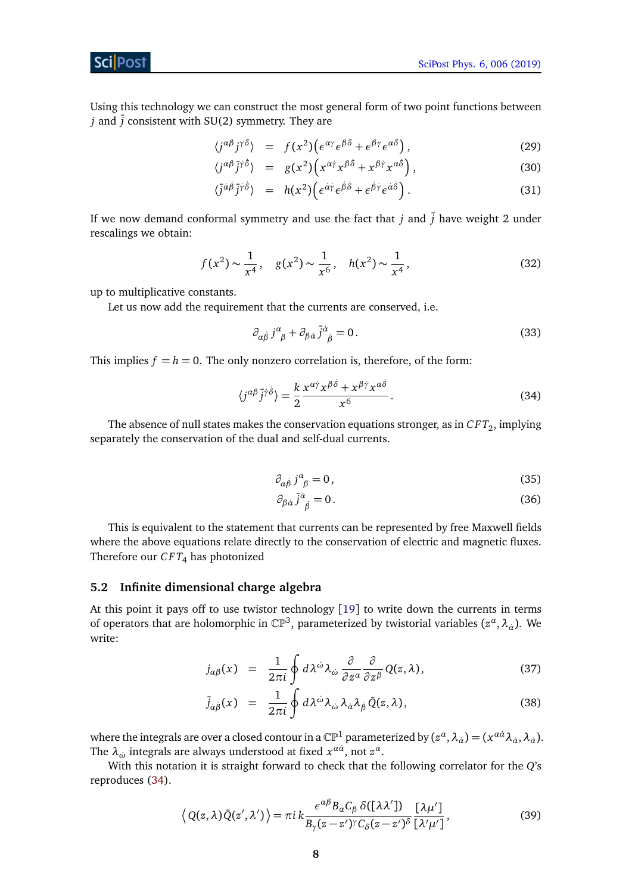Using this technology we can construct the most general form of two point functions between $j$ and $\bar{j}$ consistent with SU(2) symmetry. They are

$$\langle j^{\alpha\beta} j^{\gamma\delta} \rangle = f(x^2)\Big(\epsilon^{\alpha\gamma}\epsilon^{\beta\delta} + \epsilon^{\beta\gamma}\epsilon^{\alpha\delta}\Big), \tag{29}$$

$$\langle j^{\alpha\beta} \bar{j}^{\dot{\gamma}\dot{\delta}} \rangle = g(x^2)\Big(x^{\alpha\dot{\gamma}}x^{\beta\dot{\delta}} + x^{\beta\dot{\gamma}}x^{\alpha\dot{\delta}}\Big), \tag{30}$$

$$\langle \bar{j}^{\dot{\alpha}\dot{\beta}} \bar{j}^{\dot{\gamma}\dot{\delta}} \rangle = h(x^2)\Big(\epsilon^{\dot{\alpha}\dot{\gamma}}\epsilon^{\dot{\beta}\dot{\delta}} + \epsilon^{\dot{\beta}\dot{\gamma}}\epsilon^{\dot{\alpha}\dot{\delta}}\Big). \tag{31}$$

If we now demand conformal symmetry and use the fact that $j$ and $\bar{j}$ have weight 2 under rescalings we obtain:

$$f(x^2) \sim \frac{1}{x^4}, \quad g(x^2) \sim \frac{1}{x^6}, \quad h(x^2) \sim \frac{1}{x^4}, \tag{32}$$

up to multiplicative constants.

Let us now add the requirement that the currents are conserved, i.e.

$$\partial_{\alpha\dot{\beta}}\, j^{\alpha}{}_{\beta} + \partial_{\beta\dot{\alpha}}\, \bar{j}^{\dot{\alpha}}{}_{\dot{\beta}} = 0. \tag{33}$$

This implies $f = h = 0$. The only nonzero correlation is, therefore, of the form:

$$\langle j^{\alpha\beta} \bar{j}^{\dot{\gamma}\dot{\delta}} \rangle = \frac{k}{2} \frac{x^{\alpha\dot{\gamma}}x^{\beta\dot{\delta}} + x^{\beta\dot{\gamma}}x^{\alpha\dot{\delta}}}{x^6}. \tag{34}$$

The absence of null states makes the conservation equations stronger, as in $CFT_2$, implying separately the conservation of the dual and self-dual currents.

$$\partial_{\alpha\dot{\beta}}\, j^{\alpha}{}_{\beta} = 0, \tag{35}$$

$$\partial_{\beta\dot{\alpha}}\, \bar{j}^{\dot{\alpha}}{}_{\dot{\beta}} = 0. \tag{36}$$

This is equivalent to the statement that currents can be represented by free Maxwell fields where the above equations relate directly to the conservation of electric and magnetic fluxes. Therefore our $CFT_4$ has photonized

### 5.2 Infinite dimensional charge algebra

At this point it pays off to use twistor technology [19] to write down the currents in terms of operators that are holomorphic in $\mathbb{CP}^3$, parameterized by twistorial variables $(z^\alpha, \lambda_{\dot{\alpha}})$. We write:

$$j_{\alpha\beta}(x) = \frac{1}{2\pi i}\oint d\lambda^{\dot{\omega}}\lambda_{\dot{\omega}}\, \frac{\partial}{\partial z^\alpha}\frac{\partial}{\partial z^\beta} Q(z,\lambda), \tag{37}$$

$$\bar{j}_{\dot{\alpha}\dot{\beta}}(x) = \frac{1}{2\pi i}\oint d\lambda^{\dot{\omega}}\lambda_{\dot{\omega}}\, \lambda_{\dot{\alpha}}\lambda_{\dot{\beta}}\, \bar{Q}(z,\lambda), \tag{38}$$

where the integrals are over a closed contour in a $\mathbb{CP}^1$ parameterized by $(z^\alpha, \lambda_{\dot{\alpha}}) = (x^{\alpha\dot{\alpha}}\lambda_{\dot{\alpha}}, \lambda_{\dot{\alpha}})$. The $\lambda_{\dot{\omega}}$ integrals are always understood at fixed $x^{\alpha\dot{\alpha}}$, not $z^\alpha$.

With this notation it is straight forward to check that the following correlator for the $Q$'s reproduces (34).

$$\Big\langle Q(z,\lambda)\bar{Q}(z',\lambda') \Big\rangle = \pi i\, k\, \frac{\epsilon^{\alpha\beta}B_\alpha C_\beta\, \delta([\lambda\lambda'])}{B_\gamma(z-z')^\gamma C_\delta(z-z')^\delta}\, \frac{[\lambda\mu']}{[\lambda'\mu']}, \tag{39}$$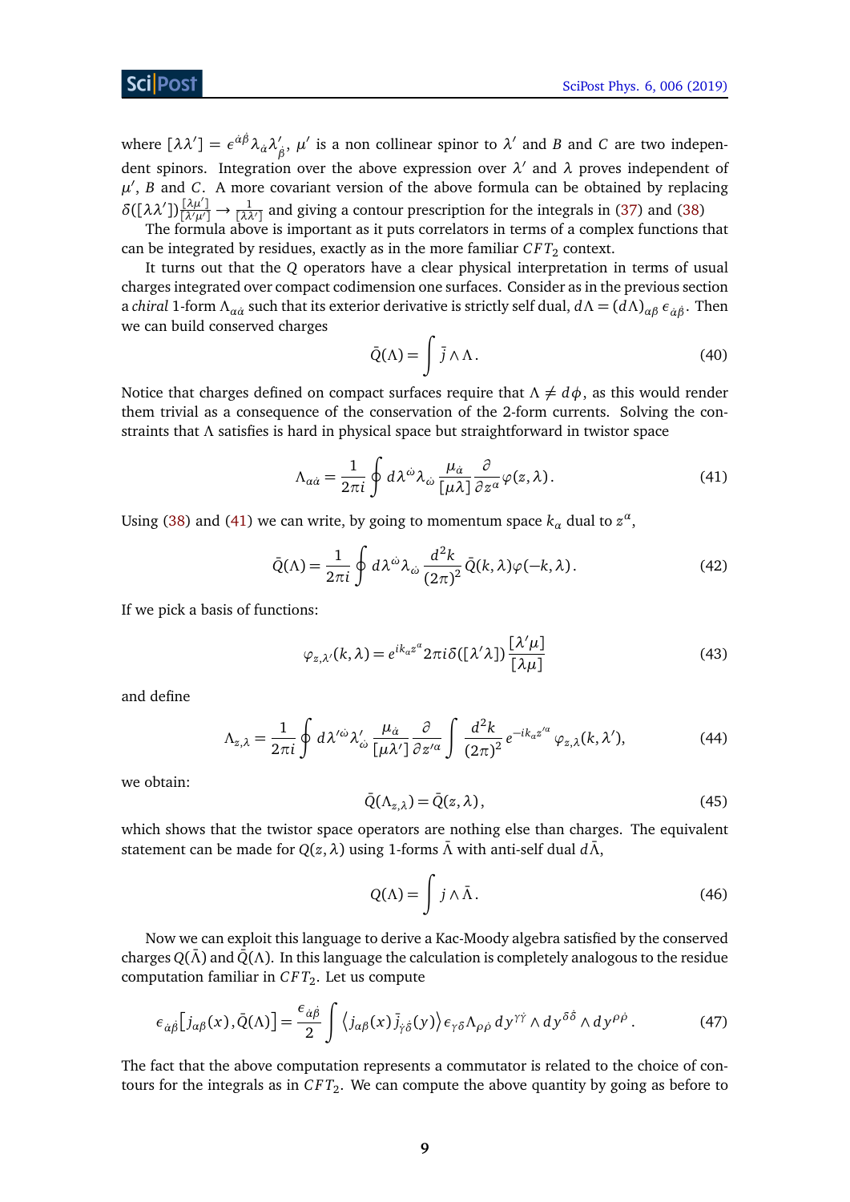where $[\lambda\lambda'] = \epsilon^{\dot{\alpha}\dot{\beta}}\lambda_{\dot{\alpha}}\lambda'_{\dot{\beta}}$, $\mu'$ is a non collinear spinor to $\lambda'$ and $B$ and $C$ are two independent spinors. Integration over the above expression over $\lambda'$ and $\lambda$ proves independent of $\mu'$, $B$ and $C$. A more covariant version of the above formula can be obtained by replacing $\delta([\lambda\lambda'])\frac{[\lambda\mu']}{[\lambda'\mu']} \to \frac{1}{[\lambda\lambda']}$ and giving a contour prescription for the integrals in (37) and (38)

The formula above is important as it puts correlators in terms of a complex functions that can be integrated by residues, exactly as in the more familiar $CFT_2$ context.

It turns out that the $Q$ operators have a clear physical interpretation in terms of usual charges integrated over compact codimension one surfaces. Consider as in the previous section a *chiral* 1-form $\Lambda_{\alpha\dot{\alpha}}$ such that its exterior derivative is strictly self dual, $d\Lambda = (d\Lambda)_{\alpha\beta}\,\epsilon_{\dot{\alpha}\dot{\beta}}$. Then we can build conserved charges

$$
\bar{Q}(\Lambda) = \int \bar{j}\wedge\Lambda\,. \tag{40}
$$

Notice that charges defined on compact surfaces require that $\Lambda \neq d\phi$, as this would render them trivial as a consequence of the conservation of the 2-form currents. Solving the constraints that $\Lambda$ satisfies is hard in physical space but straightforward in twistor space

$$
\Lambda_{\alpha\dot{\alpha}} = \frac{1}{2\pi i}\oint d\lambda^{\dot{\omega}}\lambda_{\dot{\omega}}\,\frac{\mu_{\dot{\alpha}}}{[\mu\lambda]}\frac{\partial}{\partial z^{\alpha}}\varphi(z,\lambda)\,. \tag{41}
$$

Using (38) and (41) we can write, by going to momentum space $k_\alpha$ dual to $z^\alpha$,

$$
\bar{Q}(\Lambda) = \frac{1}{2\pi i}\oint d\lambda^{\dot{\omega}}\lambda_{\dot{\omega}}\,\frac{d^2k}{(2\pi)^2}\,\bar{Q}(k,\lambda)\varphi(-k,\lambda)\,. \tag{42}
$$

If we pick a basis of functions:

$$
\varphi_{z,\lambda'}(k,\lambda) = e^{ik_\alpha z^\alpha}\,2\pi i\,\delta([\lambda'\lambda])\,\frac{[\lambda'\mu]}{[\lambda\mu]} \tag{43}
$$

and define

$$
\Lambda_{z,\lambda} = \frac{1}{2\pi i}\oint d\lambda'^{\dot{\omega}}\lambda'_{\dot{\omega}}\,\frac{\mu_{\dot{\alpha}}}{[\mu\lambda']}\frac{\partial}{\partial z'^{\alpha}}\int\frac{d^2k}{(2\pi)^2}\,e^{-ik_\alpha z'^\alpha}\,\varphi_{z,\lambda}(k,\lambda'), \tag{44}
$$

we obtain:

$$
\bar{Q}(\Lambda_{z,\lambda}) = \bar{Q}(z,\lambda)\,, \tag{45}
$$

which shows that the twistor space operators are nothing else than charges. The equivalent statement can be made for $Q(z,\lambda)$ using 1-forms $\bar{\Lambda}$ with anti-self dual $d\bar{\Lambda}$,

$$
Q(\Lambda) = \int j\wedge\bar{\Lambda}\,. \tag{46}
$$

Now we can exploit this language to derive a Kac-Moody algebra satisfied by the conserved charges $Q(\bar{\Lambda})$ and $\bar{Q}(\Lambda)$. In this language the calculation is completely analogous to the residue computation familiar in $CFT_2$. Let us compute

$$
\epsilon_{\dot{\alpha}\dot{\beta}}\big[j_{\alpha\beta}(x),\bar{Q}(\Lambda)\big] = \frac{\epsilon_{\dot{\alpha}\dot{\beta}}}{2}\int\big\langle j_{\alpha\beta}(x)\,\bar{j}_{\dot{\gamma}\dot{\delta}}(y)\big\rangle\,\epsilon_{\gamma\delta}\Lambda_{\rho\dot{\rho}}\,dy^{\gamma\dot{\gamma}}\wedge dy^{\delta\dot{\delta}}\wedge dy^{\rho\dot{\rho}}\,. \tag{47}
$$

The fact that the above computation represents a commutator is related to the choice of contours for the integrals as in $CFT_2$. We can compute the above quantity by going as before to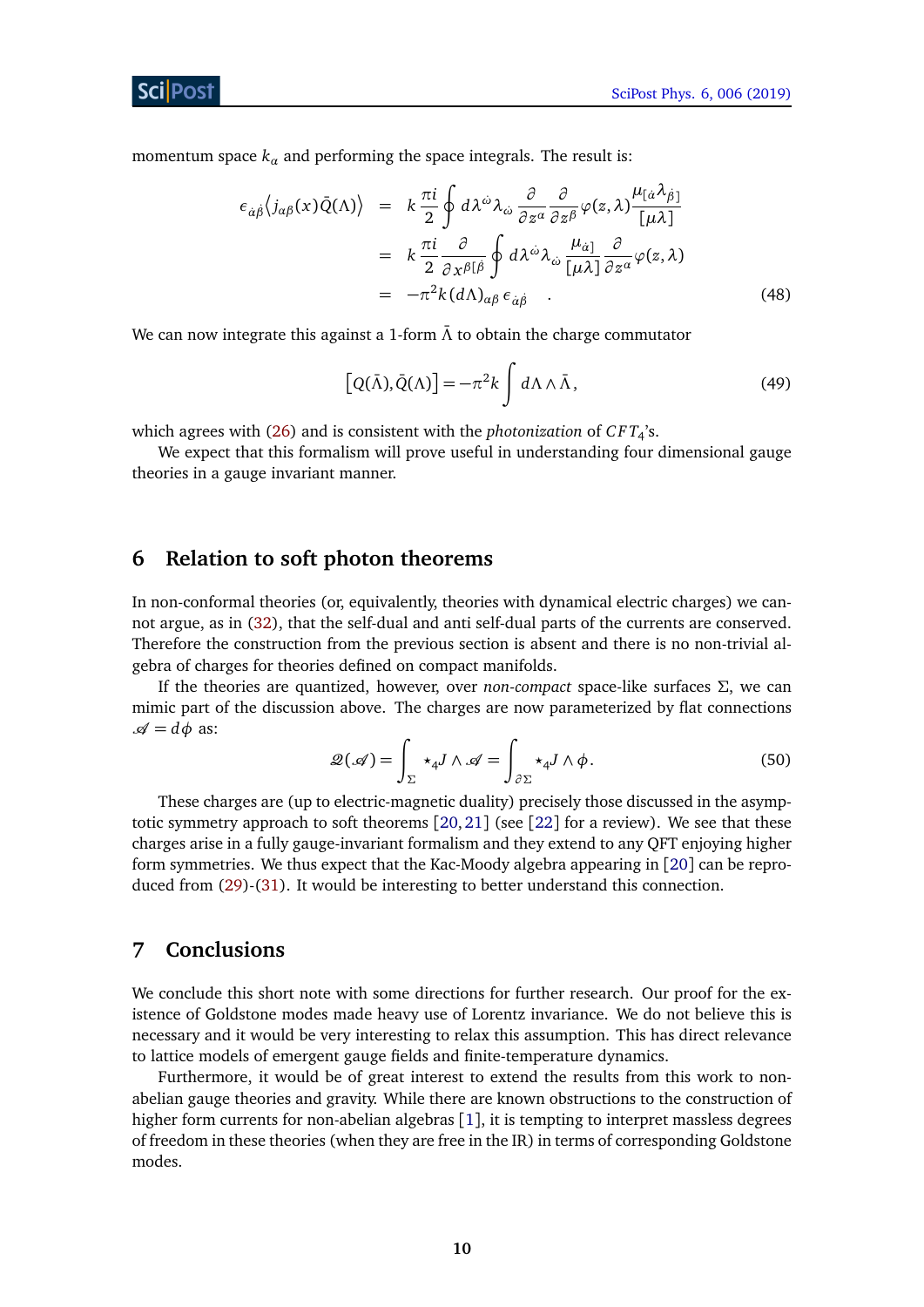momentum space $k_\alpha$ and performing the space integrals. The result is:

$$\begin{aligned}
\epsilon_{\dot{\alpha}\dot{\beta}}\langle j_{\alpha\beta}(x)\bar{Q}(\Lambda)\rangle &= k\,\frac{\pi i}{2}\oint d\lambda^{\dot{\omega}}\lambda_{\dot{\omega}}\,\frac{\partial}{\partial z^\alpha}\frac{\partial}{\partial z^\beta}\varphi(z,\lambda)\frac{\mu_{[\dot{\alpha}}\lambda_{\dot{\beta}]}}{[\mu\lambda]} \\
&= k\,\frac{\pi i}{2}\frac{\partial}{\partial x^{\beta[\dot{\beta}}}\oint d\lambda^{\dot{\omega}}\lambda_{\dot{\omega}}\,\frac{\mu_{\dot{\alpha}]}}{[\mu\lambda]}\frac{\partial}{\partial z^\alpha}\varphi(z,\lambda) \\
&= -\pi^2 k\,(d\Lambda)_{\alpha\beta}\,\epsilon_{\dot{\alpha}\dot{\beta}} \quad . \qquad (48)
\end{aligned}$$

We can now integrate this against a 1-form $\bar{\Lambda}$ to obtain the charge commutator

$$\left[Q(\bar{\Lambda}),\bar{Q}(\Lambda)\right] = -\pi^2 k\int d\Lambda\wedge\bar{\Lambda}\,, \qquad (49)$$

which agrees with (26) and is consistent with the *photonization* of $CFT_4$'s.

We expect that this formalism will prove useful in understanding four dimensional gauge theories in a gauge invariant manner.

## 6 Relation to soft photon theorems

In non-conformal theories (or, equivalently, theories with dynamical electric charges) we cannot argue, as in (32), that the self-dual and anti self-dual parts of the currents are conserved. Therefore the construction from the previous section is absent and there is no non-trivial algebra of charges for theories defined on compact manifolds.

If the theories are quantized, however, over *non-compact* space-like surfaces $\Sigma$, we can mimic part of the discussion above. The charges are now parameterized by flat connections $\mathscr{A} = d\phi$ as:

$$\mathscr{Q}(\mathscr{A}) = \int_\Sigma \star_4 J\wedge\mathscr{A} = \int_{\partial\Sigma}\star_4 J\wedge\phi\,. \qquad (50)$$

These charges are (up to electric-magnetic duality) precisely those discussed in the asymptotic symmetry approach to soft theorems [20, 21] (see [22] for a review). We see that these charges arise in a fully gauge-invariant formalism and they extend to any QFT enjoying higher form symmetries. We thus expect that the Kac-Moody algebra appearing in [20] can be reproduced from (29)-(31). It would be interesting to better understand this connection.

## 7 Conclusions

We conclude this short note with some directions for further research. Our proof for the existence of Goldstone modes made heavy use of Lorentz invariance. We do not believe this is necessary and it would be very interesting to relax this assumption. This has direct relevance to lattice models of emergent gauge fields and finite-temperature dynamics.

Furthermore, it would be of great interest to extend the results from this work to non-abelian gauge theories and gravity. While there are known obstructions to the construction of higher form currents for non-abelian algebras [1], it is tempting to interpret massless degrees of freedom in these theories (when they are free in the IR) in terms of corresponding Goldstone modes.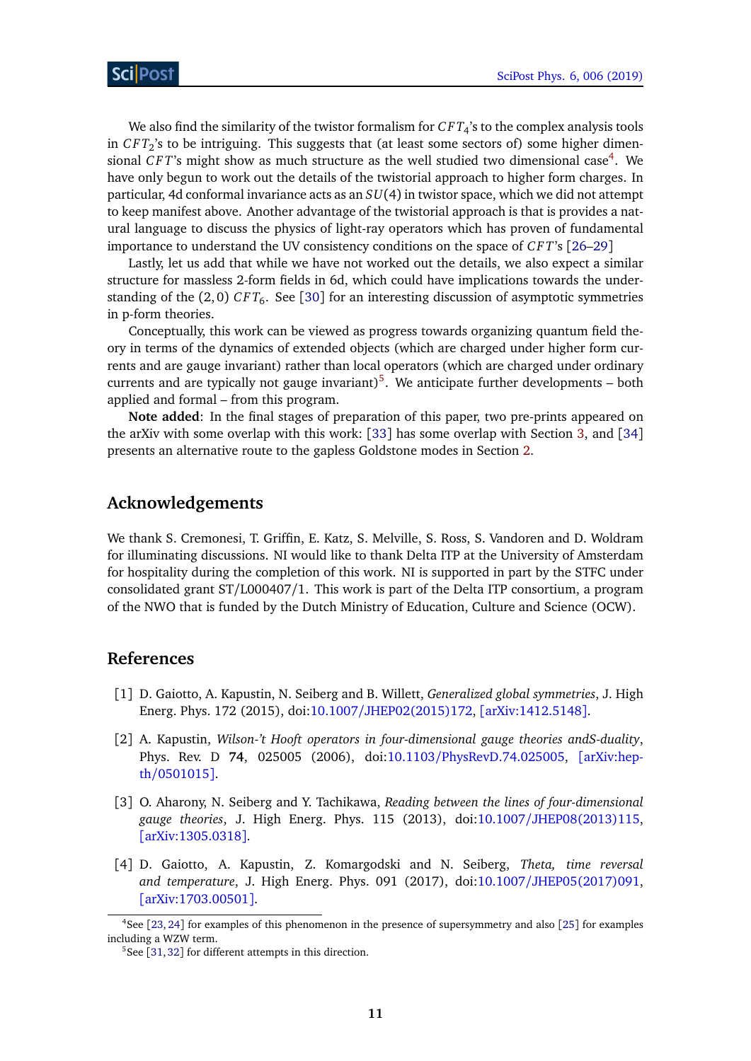We also find the similarity of the twistor formalism for $CFT_4$'s to the complex analysis tools in $CFT_2$'s to be intriguing. This suggests that (at least some sectors of) some higher dimensional $CFT$'s might show as much structure as the well studied two dimensional case[4]. We have only begun to work out the details of the twistorial approach to higher form charges. In particular, 4d conformal invariance acts as an $SU(4)$ in twistor space, which we did not attempt to keep manifest above. Another advantage of the twistorial approach is that is provides a natural language to discuss the physics of light-ray operators which has proven of fundamental importance to understand the UV consistency conditions on the space of $CFT$'s [26–29]

Lastly, let us add that while we have not worked out the details, we also expect a similar structure for massless 2-form fields in 6d, which could have implications towards the understanding of the $(2,0)$ $CFT_6$. See [30] for an interesting discussion of asymptotic symmetries in p-form theories.

Conceptually, this work can be viewed as progress towards organizing quantum field theory in terms of the dynamics of extended objects (which are charged under higher form currents and are gauge invariant) rather than local operators (which are charged under ordinary currents and are typically not gauge invariant)[5]. We anticipate further developments – both applied and formal – from this program.

**Note added**: In the final stages of preparation of this paper, two pre-prints appeared on the arXiv with some overlap with this work: [33] has some overlap with Section 3, and [34] presents an alternative route to the gapless Goldstone modes in Section 2.

## Acknowledgements

We thank S. Cremonesi, T. Griffin, E. Katz, S. Melville, S. Ross, S. Vandoren and D. Woldram for illuminating discussions. NI would like to thank Delta ITP at the University of Amsterdam for hospitality during the completion of this work. NI is supported in part by the STFC under consolidated grant ST/L000407/1. This work is part of the Delta ITP consortium, a program of the NWO that is funded by the Dutch Ministry of Education, Culture and Science (OCW).

## References

[1] D. Gaiotto, A. Kapustin, N. Seiberg and B. Willett, *Generalized global symmetries*, J. High Energ. Phys. 172 (2015), doi:10.1007/JHEP02(2015)172, [arXiv:1412.5148].

[2] A. Kapustin, *Wilson-'t Hooft operators in four-dimensional gauge theories andS-duality*, Phys. Rev. D **74**, 025005 (2006), doi:10.1103/PhysRevD.74.025005, [arXiv:hep-th/0501015].

[3] O. Aharony, N. Seiberg and Y. Tachikawa, *Reading between the lines of four-dimensional gauge theories*, J. High Energ. Phys. 115 (2013), doi:10.1007/JHEP08(2013)115, [arXiv:1305.0318].

[4] D. Gaiotto, A. Kapustin, Z. Komargodski and N. Seiberg, *Theta, time reversal and temperature*, J. High Energ. Phys. 091 (2017), doi:10.1007/JHEP05(2017)091, [arXiv:1703.00501].

---

[4] See [23,24] for examples of this phenomenon in the presence of supersymmetry and also [25] for examples including a WZW term.

[5] See [31,32] for different attempts in this direction.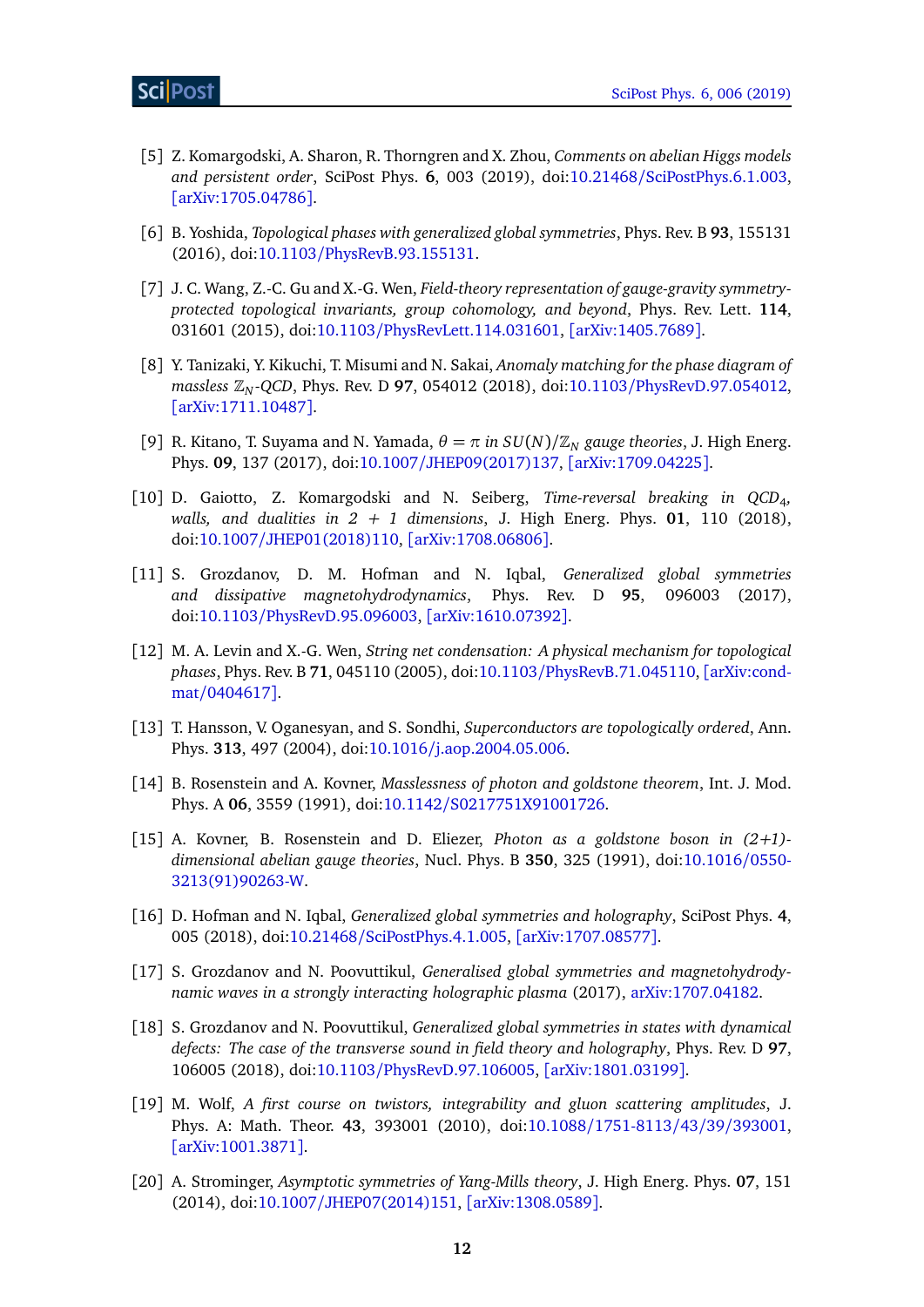[5] Z. Komargodski, A. Sharon, R. Thorngren and X. Zhou, *Comments on abelian Higgs models and persistent order*, SciPost Phys. **6**, 003 (2019), doi:10.21468/SciPostPhys.6.1.003, [arXiv:1705.04786].

[6] B. Yoshida, *Topological phases with generalized global symmetries*, Phys. Rev. B **93**, 155131 (2016), doi:10.1103/PhysRevB.93.155131.

[7] J. C. Wang, Z.-C. Gu and X.-G. Wen, *Field-theory representation of gauge-gravity symmetry-protected topological invariants, group cohomology, and beyond*, Phys. Rev. Lett. **114**, 031601 (2015), doi:10.1103/PhysRevLett.114.031601, [arXiv:1405.7689].

[8] Y. Tanizaki, Y. Kikuchi, T. Misumi and N. Sakai, *Anomaly matching for the phase diagram of massless $\mathbb{Z}_N$-QCD*, Phys. Rev. D **97**, 054012 (2018), doi:10.1103/PhysRevD.97.054012, [arXiv:1711.10487].

[9] R. Kitano, T. Suyama and N. Yamada, *$\theta = \pi$ in $SU(N)/\mathbb{Z}_N$ gauge theories*, J. High Energ. Phys. **09**, 137 (2017), doi:10.1007/JHEP09(2017)137, [arXiv:1709.04225].

[10] D. Gaiotto, Z. Komargodski and N. Seiberg, *Time-reversal breaking in QCD$_4$, walls, and dualities in 2 + 1 dimensions*, J. High Energ. Phys. **01**, 110 (2018), doi:10.1007/JHEP01(2018)110, [arXiv:1708.06806].

[11] S. Grozdanov, D. M. Hofman and N. Iqbal, *Generalized global symmetries and dissipative magnetohydrodynamics*, Phys. Rev. D **95**, 096003 (2017), doi:10.1103/PhysRevD.95.096003, [arXiv:1610.07392].

[12] M. A. Levin and X.-G. Wen, *String net condensation: A physical mechanism for topological phases*, Phys. Rev. B **71**, 045110 (2005), doi:10.1103/PhysRevB.71.045110, [arXiv:cond-mat/0404617].

[13] T. Hansson, V. Oganesyan, and S. Sondhi, *Superconductors are topologically ordered*, Ann. Phys. **313**, 497 (2004), doi:10.1016/j.aop.2004.05.006.

[14] B. Rosenstein and A. Kovner, *Masslessness of photon and goldstone theorem*, Int. J. Mod. Phys. A **06**, 3559 (1991), doi:10.1142/S0217751X91001726.

[15] A. Kovner, B. Rosenstein and D. Eliezer, *Photon as a goldstone boson in (2+1)-dimensional abelian gauge theories*, Nucl. Phys. B **350**, 325 (1991), doi:10.1016/0550-3213(91)90263-W.

[16] D. Hofman and N. Iqbal, *Generalized global symmetries and holography*, SciPost Phys. **4**, 005 (2018), doi:10.21468/SciPostPhys.4.1.005, [arXiv:1707.08577].

[17] S. Grozdanov and N. Poovuttikul, *Generalised global symmetries and magnetohydrodynamic waves in a strongly interacting holographic plasma* (2017), arXiv:1707.04182.

[18] S. Grozdanov and N. Poovuttikul, *Generalized global symmetries in states with dynamical defects: The case of the transverse sound in field theory and holography*, Phys. Rev. D **97**, 106005 (2018), doi:10.1103/PhysRevD.97.106005, [arXiv:1801.03199].

[19] M. Wolf, *A first course on twistors, integrability and gluon scattering amplitudes*, J. Phys. A: Math. Theor. **43**, 393001 (2010), doi:10.1088/1751-8113/43/39/393001, [arXiv:1001.3871].

[20] A. Strominger, *Asymptotic symmetries of Yang-Mills theory*, J. High Energ. Phys. **07**, 151 (2014), doi:10.1007/JHEP07(2014)151, [arXiv:1308.0589].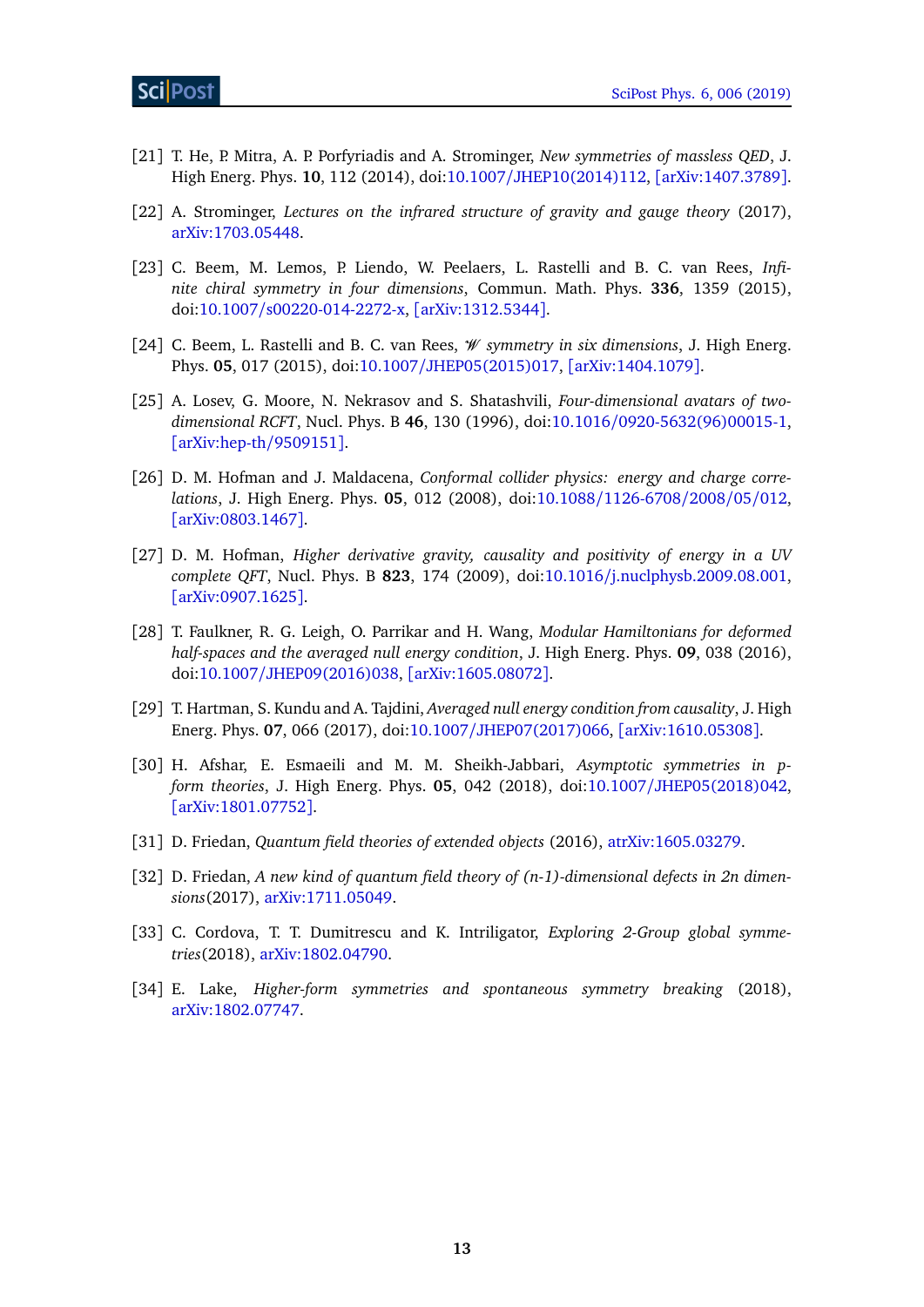[21] T. He, P. Mitra, A. P. Porfyriadis and A. Strominger, *New symmetries of massless QED*, J. High Energ. Phys. **10**, 112 (2014), doi:10.1007/JHEP10(2014)112, [arXiv:1407.3789].

[22] A. Strominger, *Lectures on the infrared structure of gravity and gauge theory* (2017), arXiv:1703.05448.

[23] C. Beem, M. Lemos, P. Liendo, W. Peelaers, L. Rastelli and B. C. van Rees, *Infinite chiral symmetry in four dimensions*, Commun. Math. Phys. **336**, 1359 (2015), doi:10.1007/s00220-014-2272-x, [arXiv:1312.5344].

[24] C. Beem, L. Rastelli and B. C. van Rees, *$\mathscr{W}$ symmetry in six dimensions*, J. High Energ. Phys. **05**, 017 (2015), doi:10.1007/JHEP05(2015)017, [arXiv:1404.1079].

[25] A. Losev, G. Moore, N. Nekrasov and S. Shatashvili, *Four-dimensional avatars of two-dimensional RCFT*, Nucl. Phys. B **46**, 130 (1996), doi:10.1016/0920-5632(96)00015-1, [arXiv:hep-th/9509151].

[26] D. M. Hofman and J. Maldacena, *Conformal collider physics: energy and charge correlations*, J. High Energ. Phys. **05**, 012 (2008), doi:10.1088/1126-6708/2008/05/012, [arXiv:0803.1467].

[27] D. M. Hofman, *Higher derivative gravity, causality and positivity of energy in a UV complete QFT*, Nucl. Phys. B **823**, 174 (2009), doi:10.1016/j.nuclphysb.2009.08.001, [arXiv:0907.1625].

[28] T. Faulkner, R. G. Leigh, O. Parrikar and H. Wang, *Modular Hamiltonians for deformed half-spaces and the averaged null energy condition*, J. High Energ. Phys. **09**, 038 (2016), doi:10.1007/JHEP09(2016)038, [arXiv:1605.08072].

[29] T. Hartman, S. Kundu and A. Tajdini, *Averaged null energy condition from causality*, J. High Energ. Phys. **07**, 066 (2017), doi:10.1007/JHEP07(2017)066, [arXiv:1610.05308].

[30] H. Afshar, E. Esmaeili and M. M. Sheikh-Jabbari, *Asymptotic symmetries in p-form theories*, J. High Energ. Phys. **05**, 042 (2018), doi:10.1007/JHEP05(2018)042, [arXiv:1801.07752].

[31] D. Friedan, *Quantum field theories of extended objects* (2016), atrXiv:1605.03279.

[32] D. Friedan, *A new kind of quantum field theory of (n-1)-dimensional defects in 2n dimensions*(2017), arXiv:1711.05049.

[33] C. Cordova, T. T. Dumitrescu and K. Intriligator, *Exploring 2-Group global symmetries*(2018), arXiv:1802.04790.

[34] E. Lake, *Higher-form symmetries and spontaneous symmetry breaking* (2018), arXiv:1802.07747.